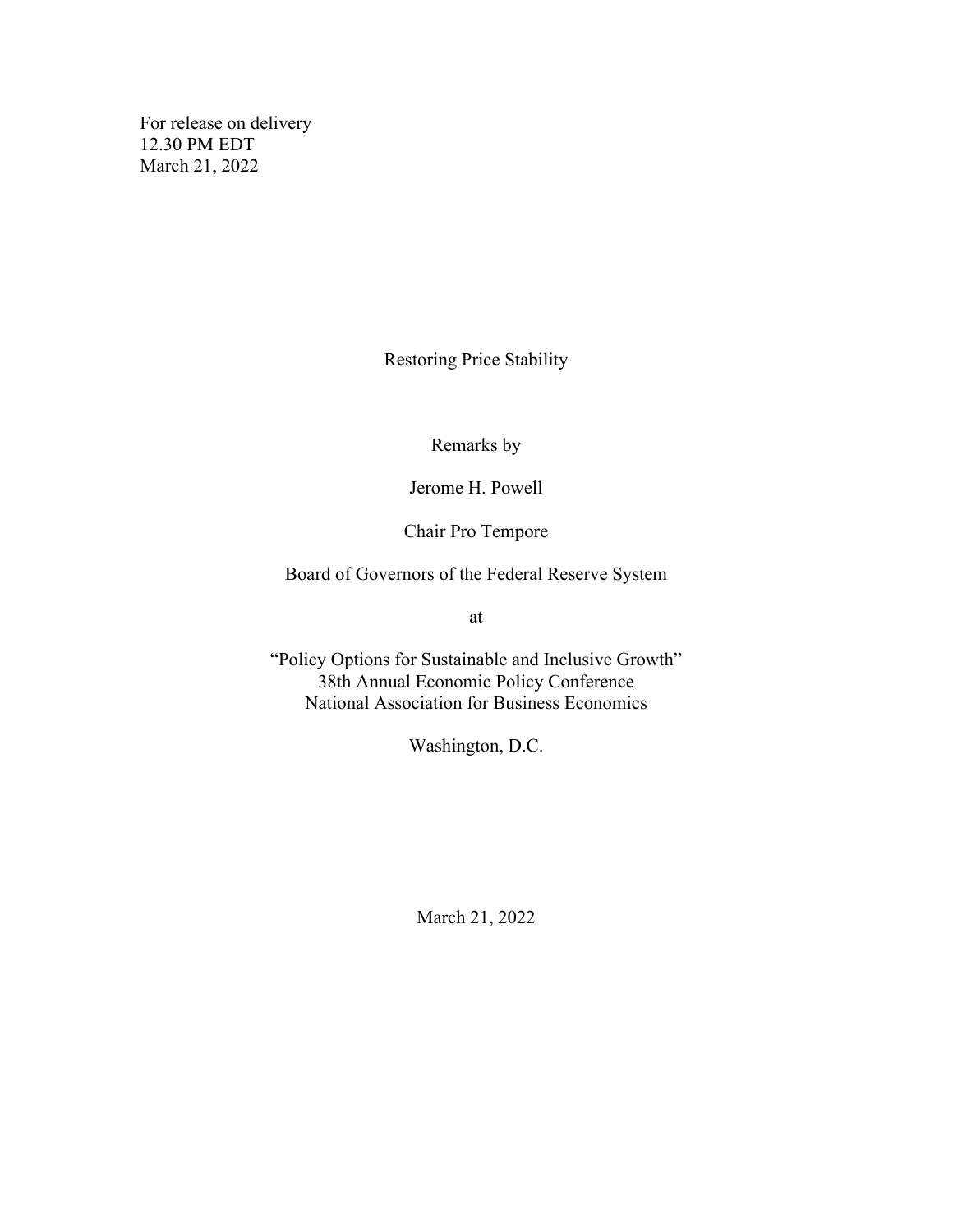For release on delivery
12.30 PM EDT
March 21, 2022

# Restoring Price Stability

Remarks by

Jerome H. Powell

Chair Pro Tempore

Board of Governors of the Federal Reserve System

at

"Policy Options for Sustainable and Inclusive Growth"
38th Annual Economic Policy Conference
National Association for Business Economics

Washington, D.C.

March 21, 2022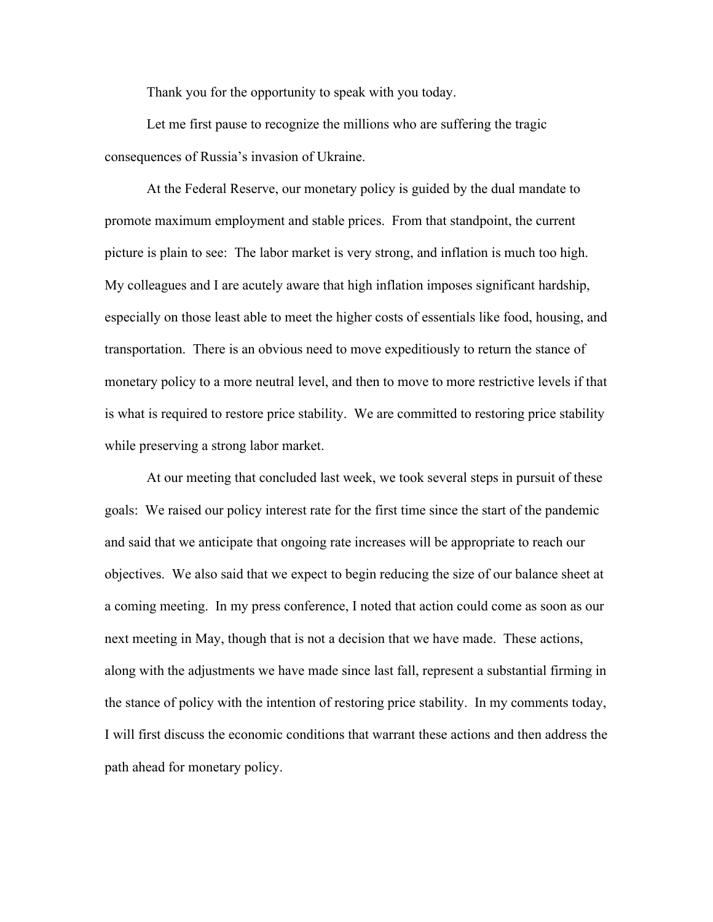Thank you for the opportunity to speak with you today.

Let me first pause to recognize the millions who are suffering the tragic consequences of Russia's invasion of Ukraine.

At the Federal Reserve, our monetary policy is guided by the dual mandate to promote maximum employment and stable prices. From that standpoint, the current picture is plain to see: The labor market is very strong, and inflation is much too high. My colleagues and I are acutely aware that high inflation imposes significant hardship, especially on those least able to meet the higher costs of essentials like food, housing, and transportation. There is an obvious need to move expeditiously to return the stance of monetary policy to a more neutral level, and then to move to more restrictive levels if that is what is required to restore price stability. We are committed to restoring price stability while preserving a strong labor market.

At our meeting that concluded last week, we took several steps in pursuit of these goals: We raised our policy interest rate for the first time since the start of the pandemic and said that we anticipate that ongoing rate increases will be appropriate to reach our objectives. We also said that we expect to begin reducing the size of our balance sheet at a coming meeting. In my press conference, I noted that action could come as soon as our next meeting in May, though that is not a decision that we have made. These actions, along with the adjustments we have made since last fall, represent a substantial firming in the stance of policy with the intention of restoring price stability. In my comments today, I will first discuss the economic conditions that warrant these actions and then address the path ahead for monetary policy.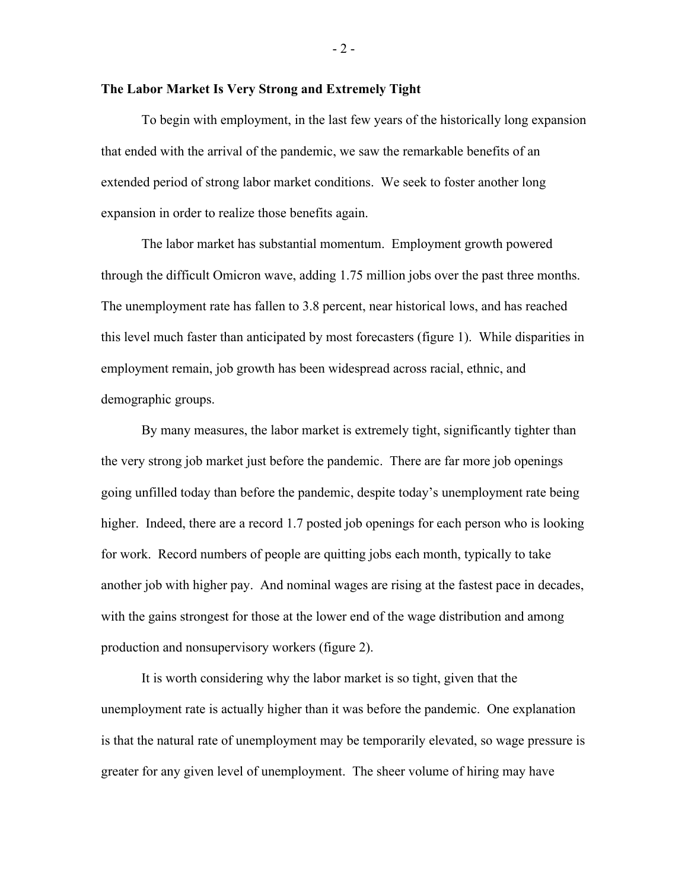### The Labor Market Is Very Strong and Extremely Tight

To begin with employment, in the last few years of the historically long expansion that ended with the arrival of the pandemic, we saw the remarkable benefits of an extended period of strong labor market conditions. We seek to foster another long expansion in order to realize those benefits again.

The labor market has substantial momentum. Employment growth powered through the difficult Omicron wave, adding 1.75 million jobs over the past three months. The unemployment rate has fallen to 3.8 percent, near historical lows, and has reached this level much faster than anticipated by most forecasters (figure 1). While disparities in employment remain, job growth has been widespread across racial, ethnic, and demographic groups.

By many measures, the labor market is extremely tight, significantly tighter than the very strong job market just before the pandemic. There are far more job openings going unfilled today than before the pandemic, despite today's unemployment rate being higher. Indeed, there are a record 1.7 posted job openings for each person who is looking for work. Record numbers of people are quitting jobs each month, typically to take another job with higher pay. And nominal wages are rising at the fastest pace in decades, with the gains strongest for those at the lower end of the wage distribution and among production and nonsupervisory workers (figure 2).

It is worth considering why the labor market is so tight, given that the unemployment rate is actually higher than it was before the pandemic. One explanation is that the natural rate of unemployment may be temporarily elevated, so wage pressure is greater for any given level of unemployment. The sheer volume of hiring may have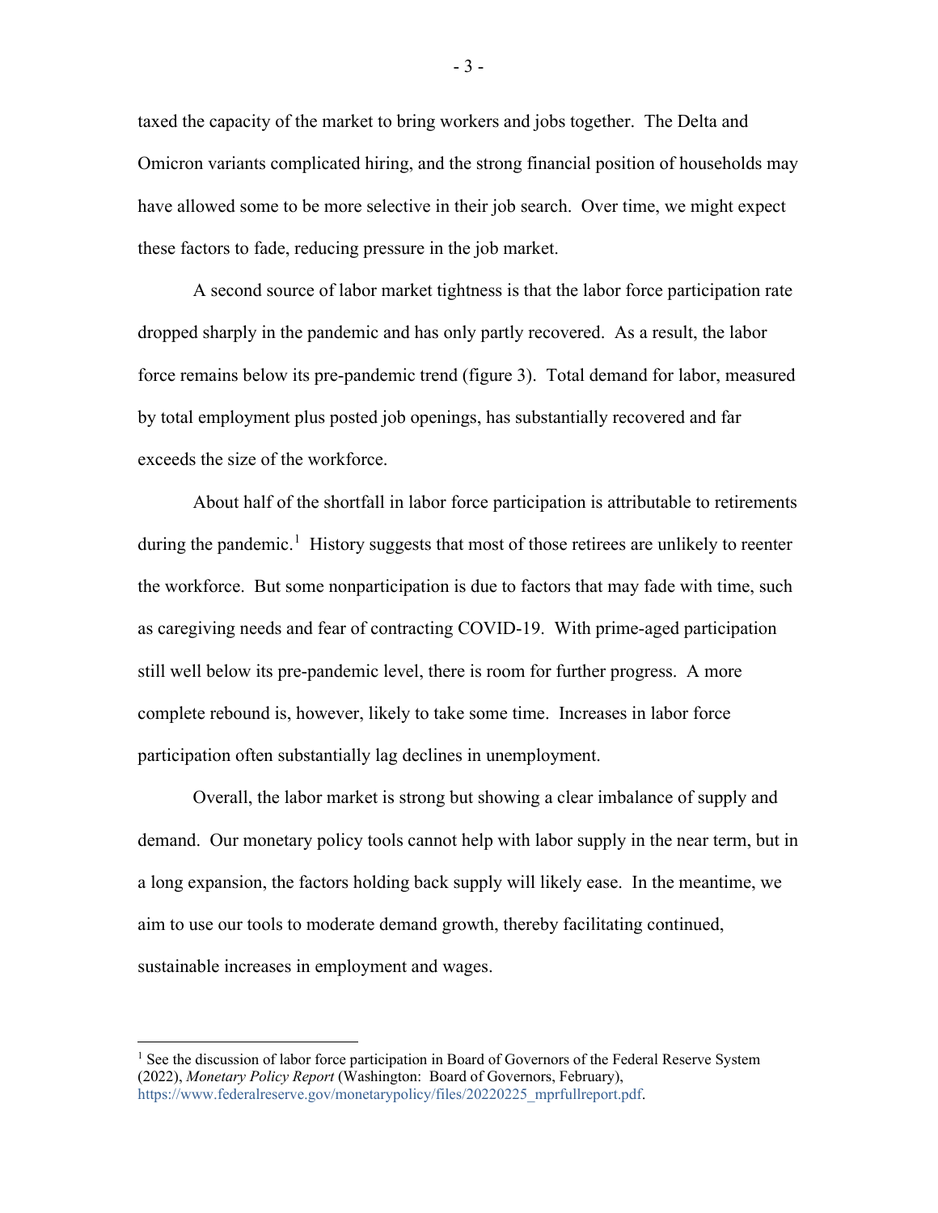taxed the capacity of the market to bring workers and jobs together. The Delta and Omicron variants complicated hiring, and the strong financial position of households may have allowed some to be more selective in their job search. Over time, we might expect these factors to fade, reducing pressure in the job market.

A second source of labor market tightness is that the labor force participation rate dropped sharply in the pandemic and has only partly recovered. As a result, the labor force remains below its pre-pandemic trend (figure 3). Total demand for labor, measured by total employment plus posted job openings, has substantially recovered and far exceeds the size of the workforce.

About half of the shortfall in labor force participation is attributable to retirements during the pandemic.[1] History suggests that most of those retirees are unlikely to reenter the workforce. But some nonparticipation is due to factors that may fade with time, such as caregiving needs and fear of contracting COVID-19. With prime-aged participation still well below its pre-pandemic level, there is room for further progress. A more complete rebound is, however, likely to take some time. Increases in labor force participation often substantially lag declines in unemployment.

Overall, the labor market is strong but showing a clear imbalance of supply and demand. Our monetary policy tools cannot help with labor supply in the near term, but in a long expansion, the factors holding back supply will likely ease. In the meantime, we aim to use our tools to moderate demand growth, thereby facilitating continued, sustainable increases in employment and wages.

---

[1] See the discussion of labor force participation in Board of Governors of the Federal Reserve System (2022), *Monetary Policy Report* (Washington: Board of Governors, February), https://www.federalreserve.gov/monetarypolicy/files/20220225_mprfullreport.pdf.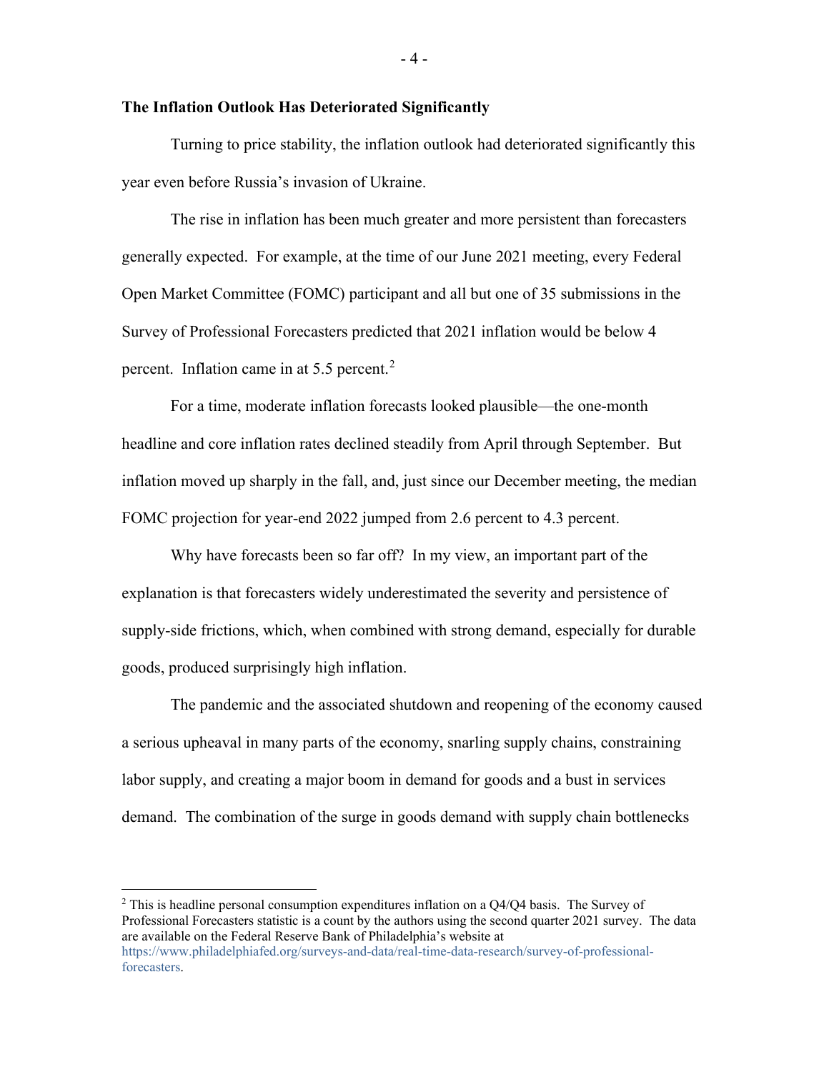## The Inflation Outlook Has Deteriorated Significantly

Turning to price stability, the inflation outlook had deteriorated significantly this year even before Russia's invasion of Ukraine.

The rise in inflation has been much greater and more persistent than forecasters generally expected. For example, at the time of our June 2021 meeting, every Federal Open Market Committee (FOMC) participant and all but one of 35 submissions in the Survey of Professional Forecasters predicted that 2021 inflation would be below 4 percent. Inflation came in at 5.5 percent.[2]

For a time, moderate inflation forecasts looked plausible—the one-month headline and core inflation rates declined steadily from April through September. But inflation moved up sharply in the fall, and, just since our December meeting, the median FOMC projection for year-end 2022 jumped from 2.6 percent to 4.3 percent.

Why have forecasts been so far off? In my view, an important part of the explanation is that forecasters widely underestimated the severity and persistence of supply-side frictions, which, when combined with strong demand, especially for durable goods, produced surprisingly high inflation.

The pandemic and the associated shutdown and reopening of the economy caused a serious upheaval in many parts of the economy, snarling supply chains, constraining labor supply, and creating a major boom in demand for goods and a bust in services demand. The combination of the surge in goods demand with supply chain bottlenecks

---

[2] This is headline personal consumption expenditures inflation on a Q4/Q4 basis. The Survey of Professional Forecasters statistic is a count by the authors using the second quarter 2021 survey. The data are available on the Federal Reserve Bank of Philadelphia's website at https://www.philadelphiafed.org/surveys-and-data/real-time-data-research/survey-of-professional-forecasters.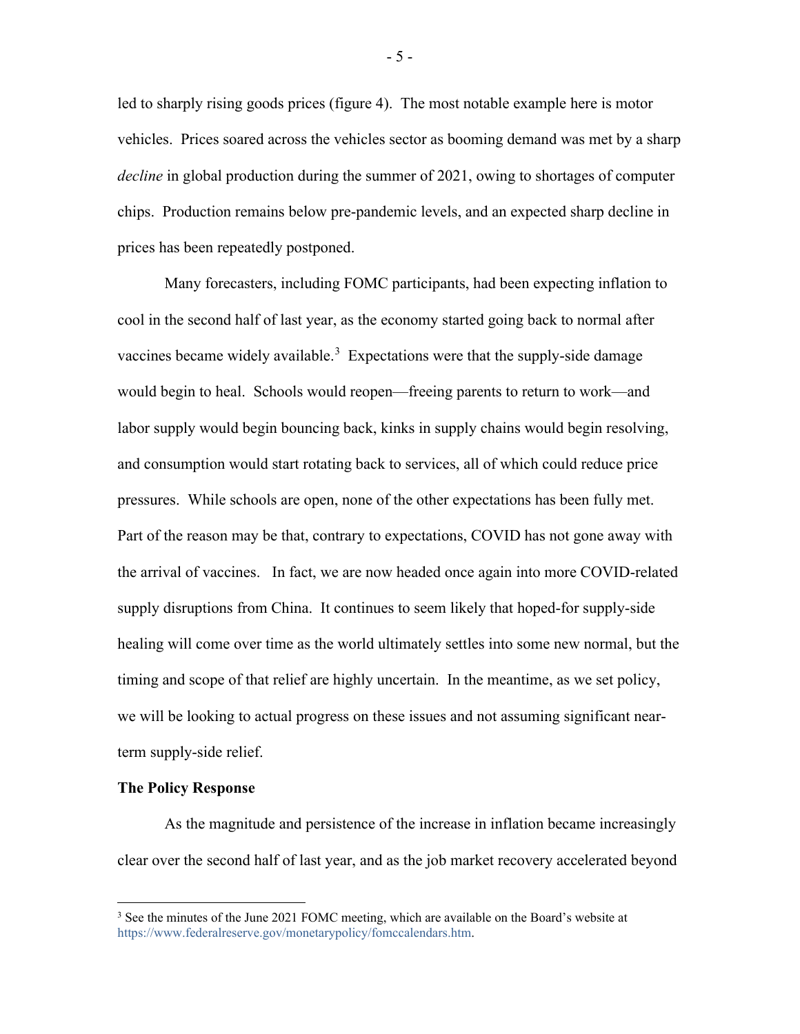led to sharply rising goods prices (figure 4). The most notable example here is motor vehicles. Prices soared across the vehicles sector as booming demand was met by a sharp *decline* in global production during the summer of 2021, owing to shortages of computer chips. Production remains below pre-pandemic levels, and an expected sharp decline in prices has been repeatedly postponed.

Many forecasters, including FOMC participants, had been expecting inflation to cool in the second half of last year, as the economy started going back to normal after vaccines became widely available.[3] Expectations were that the supply-side damage would begin to heal. Schools would reopen—freeing parents to return to work—and labor supply would begin bouncing back, kinks in supply chains would begin resolving, and consumption would start rotating back to services, all of which could reduce price pressures. While schools are open, none of the other expectations has been fully met. Part of the reason may be that, contrary to expectations, COVID has not gone away with the arrival of vaccines. In fact, we are now headed once again into more COVID-related supply disruptions from China. It continues to seem likely that hoped-for supply-side healing will come over time as the world ultimately settles into some new normal, but the timing and scope of that relief are highly uncertain. In the meantime, as we set policy, we will be looking to actual progress on these issues and not assuming significant near-term supply-side relief.

**The Policy Response**

As the magnitude and persistence of the increase in inflation became increasingly clear over the second half of last year, and as the job market recovery accelerated beyond

[3] See the minutes of the June 2021 FOMC meeting, which are available on the Board's website at https://www.federalreserve.gov/monetarypolicy/fomccalendars.htm.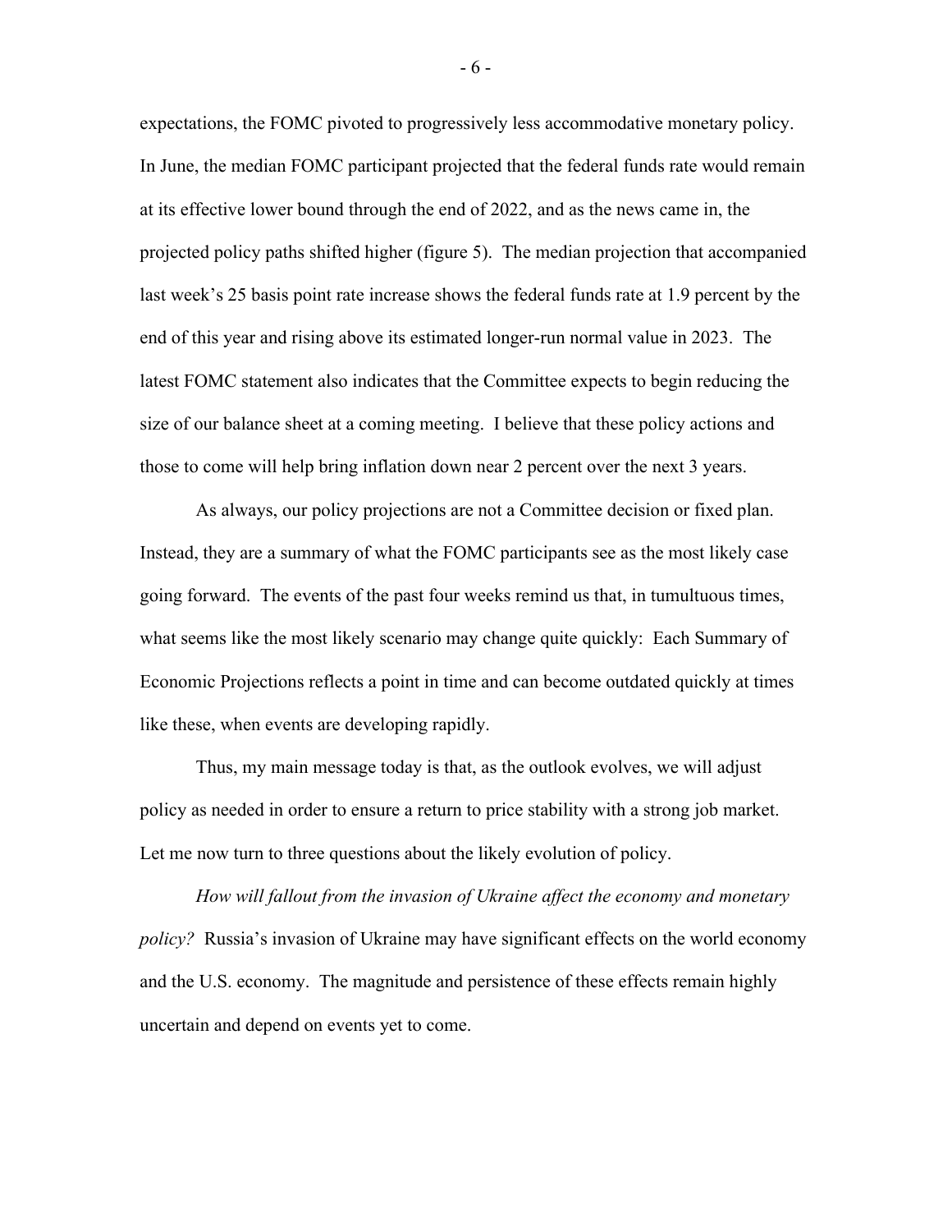expectations, the FOMC pivoted to progressively less accommodative monetary policy. In June, the median FOMC participant projected that the federal funds rate would remain at its effective lower bound through the end of 2022, and as the news came in, the projected policy paths shifted higher (figure 5). The median projection that accompanied last week's 25 basis point rate increase shows the federal funds rate at 1.9 percent by the end of this year and rising above its estimated longer-run normal value in 2023. The latest FOMC statement also indicates that the Committee expects to begin reducing the size of our balance sheet at a coming meeting. I believe that these policy actions and those to come will help bring inflation down near 2 percent over the next 3 years.

As always, our policy projections are not a Committee decision or fixed plan. Instead, they are a summary of what the FOMC participants see as the most likely case going forward. The events of the past four weeks remind us that, in tumultuous times, what seems like the most likely scenario may change quite quickly: Each Summary of Economic Projections reflects a point in time and can become outdated quickly at times like these, when events are developing rapidly.

Thus, my main message today is that, as the outlook evolves, we will adjust policy as needed in order to ensure a return to price stability with a strong job market. Let me now turn to three questions about the likely evolution of policy.

*How will fallout from the invasion of Ukraine affect the economy and monetary policy?* Russia's invasion of Ukraine may have significant effects on the world economy and the U.S. economy. The magnitude and persistence of these effects remain highly uncertain and depend on events yet to come.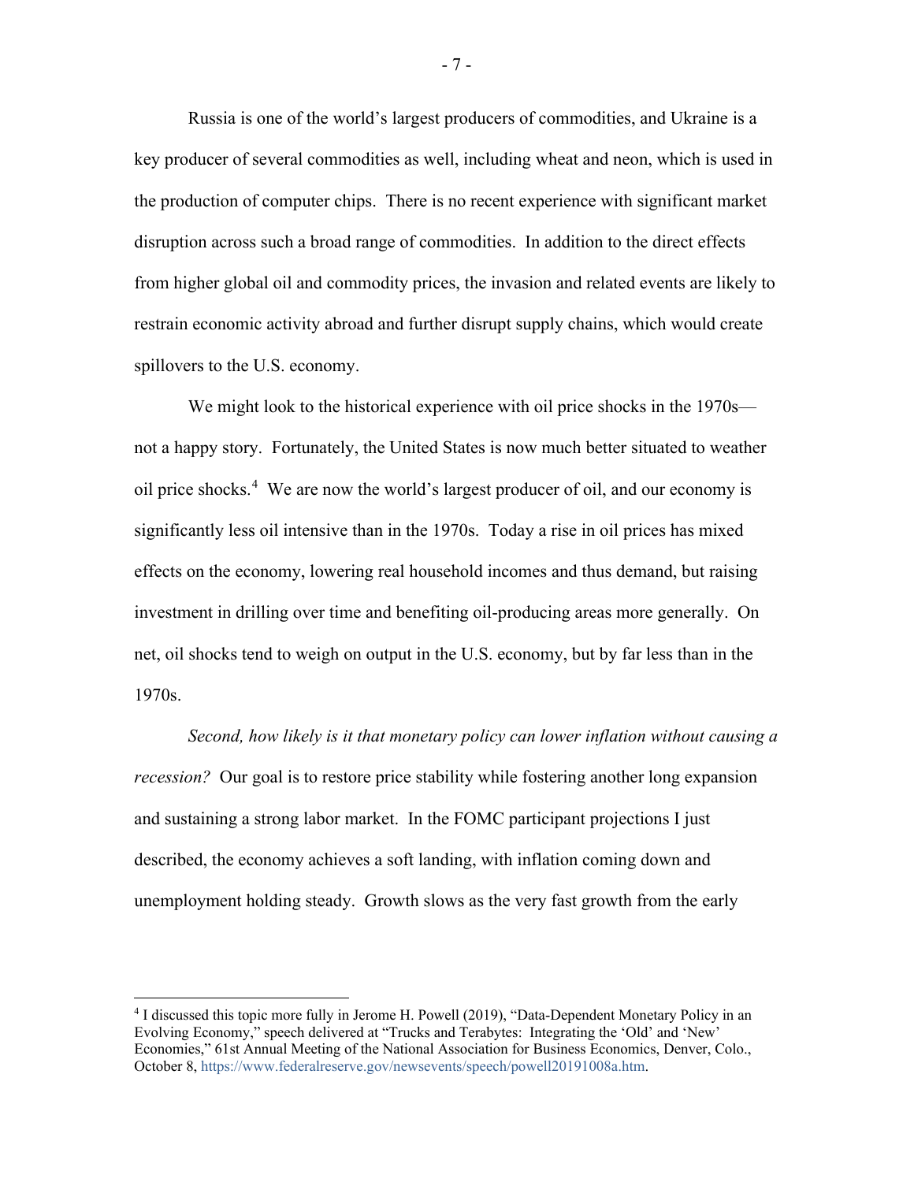Russia is one of the world's largest producers of commodities, and Ukraine is a key producer of several commodities as well, including wheat and neon, which is used in the production of computer chips. There is no recent experience with significant market disruption across such a broad range of commodities. In addition to the direct effects from higher global oil and commodity prices, the invasion and related events are likely to restrain economic activity abroad and further disrupt supply chains, which would create spillovers to the U.S. economy.

We might look to the historical experience with oil price shocks in the 1970s—not a happy story. Fortunately, the United States is now much better situated to weather oil price shocks.[4] We are now the world's largest producer of oil, and our economy is significantly less oil intensive than in the 1970s. Today a rise in oil prices has mixed effects on the economy, lowering real household incomes and thus demand, but raising investment in drilling over time and benefiting oil-producing areas more generally. On net, oil shocks tend to weigh on output in the U.S. economy, but by far less than in the 1970s.

*Second, how likely is it that monetary policy can lower inflation without causing a recession?* Our goal is to restore price stability while fostering another long expansion and sustaining a strong labor market. In the FOMC participant projections I just described, the economy achieves a soft landing, with inflation coming down and unemployment holding steady. Growth slows as the very fast growth from the early

---

[4] I discussed this topic more fully in Jerome H. Powell (2019), "Data-Dependent Monetary Policy in an Evolving Economy," speech delivered at "Trucks and Terabytes: Integrating the 'Old' and 'New' Economies," 61st Annual Meeting of the National Association for Business Economics, Denver, Colo., October 8, https://www.federalreserve.gov/newsevents/speech/powell20191008a.htm.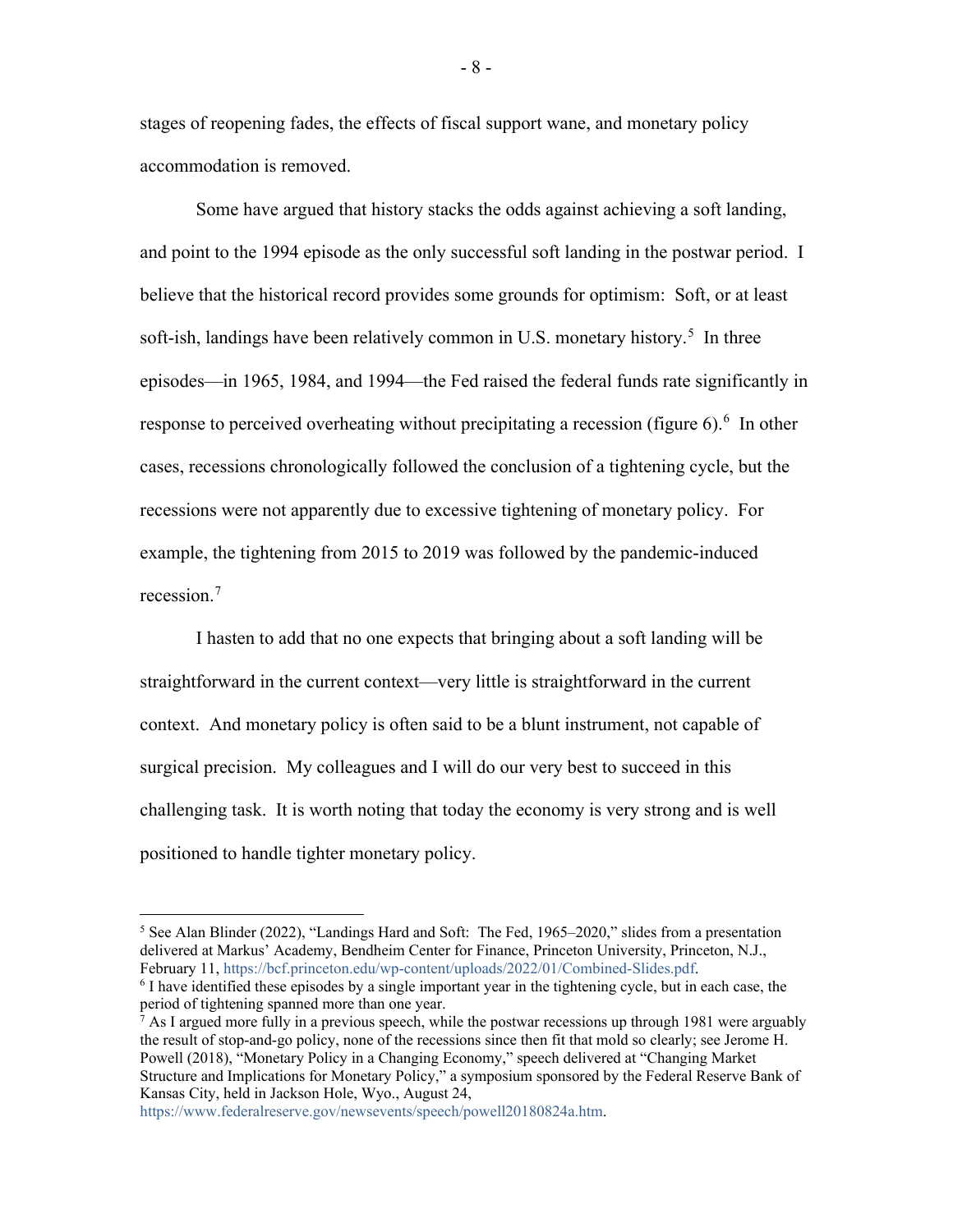stages of reopening fades, the effects of fiscal support wane, and monetary policy accommodation is removed.

Some have argued that history stacks the odds against achieving a soft landing, and point to the 1994 episode as the only successful soft landing in the postwar period. I believe that the historical record provides some grounds for optimism: Soft, or at least soft-ish, landings have been relatively common in U.S. monetary history.[5] In three episodes—in 1965, 1984, and 1994—the Fed raised the federal funds rate significantly in response to perceived overheating without precipitating a recession (figure 6).[6] In other cases, recessions chronologically followed the conclusion of a tightening cycle, but the recessions were not apparently due to excessive tightening of monetary policy. For example, the tightening from 2015 to 2019 was followed by the pandemic-induced recession.[7]

I hasten to add that no one expects that bringing about a soft landing will be straightforward in the current context—very little is straightforward in the current context. And monetary policy is often said to be a blunt instrument, not capable of surgical precision. My colleagues and I will do our very best to succeed in this challenging task. It is worth noting that today the economy is very strong and is well positioned to handle tighter monetary policy.

---

[5] See Alan Blinder (2022), "Landings Hard and Soft: The Fed, 1965–2020," slides from a presentation delivered at Markus' Academy, Bendheim Center for Finance, Princeton University, Princeton, N.J., February 11, https://bcf.princeton.edu/wp-content/uploads/2022/01/Combined-Slides.pdf.

[6] I have identified these episodes by a single important year in the tightening cycle, but in each case, the period of tightening spanned more than one year.

[7] As I argued more fully in a previous speech, while the postwar recessions up through 1981 were arguably the result of stop-and-go policy, none of the recessions since then fit that mold so clearly; see Jerome H. Powell (2018), "Monetary Policy in a Changing Economy," speech delivered at "Changing Market Structure and Implications for Monetary Policy," a symposium sponsored by the Federal Reserve Bank of Kansas City, held in Jackson Hole, Wyo., August 24, https://www.federalreserve.gov/newsevents/speech/powell20180824a.htm.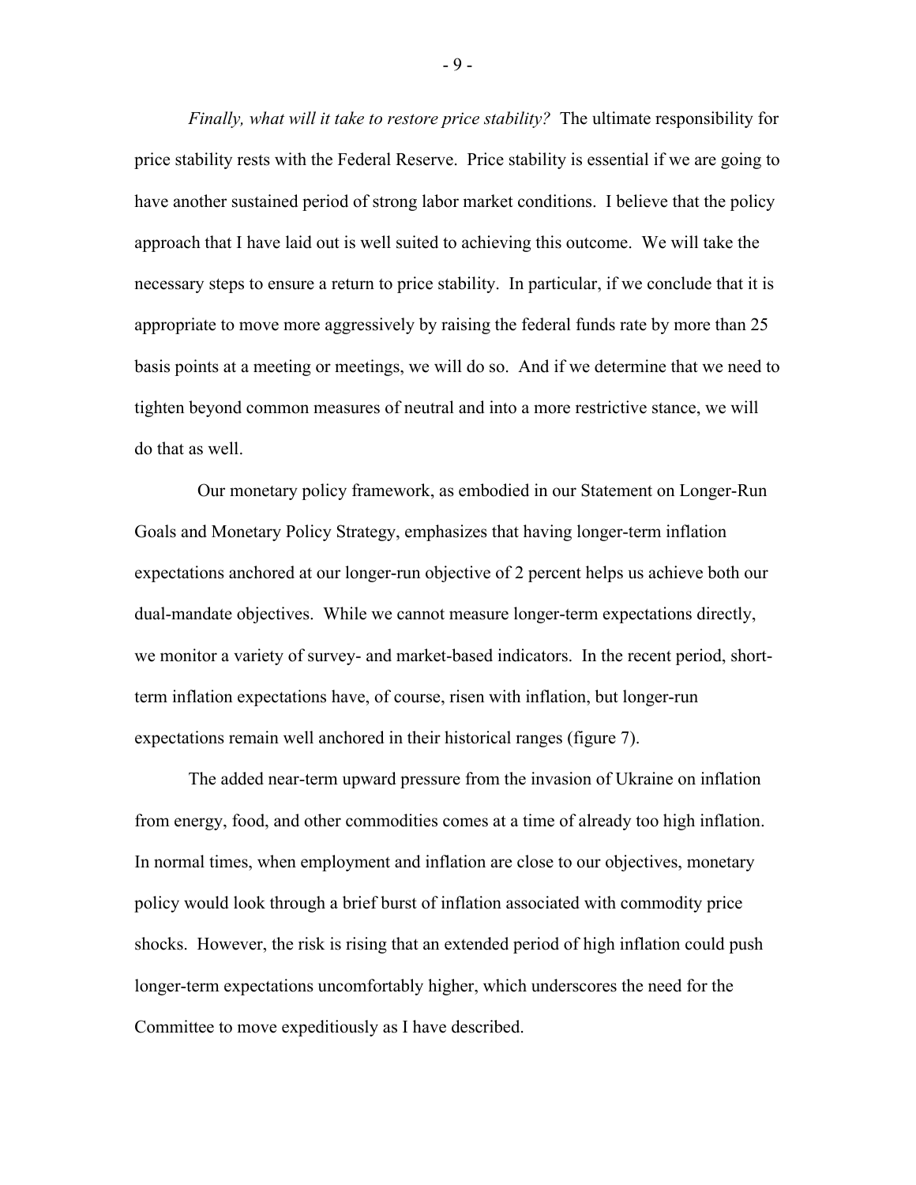*Finally, what will it take to restore price stability?* The ultimate responsibility for price stability rests with the Federal Reserve. Price stability is essential if we are going to have another sustained period of strong labor market conditions. I believe that the policy approach that I have laid out is well suited to achieving this outcome. We will take the necessary steps to ensure a return to price stability. In particular, if we conclude that it is appropriate to move more aggressively by raising the federal funds rate by more than 25 basis points at a meeting or meetings, we will do so. And if we determine that we need to tighten beyond common measures of neutral and into a more restrictive stance, we will do that as well.

Our monetary policy framework, as embodied in our Statement on Longer-Run Goals and Monetary Policy Strategy, emphasizes that having longer-term inflation expectations anchored at our longer-run objective of 2 percent helps us achieve both our dual-mandate objectives. While we cannot measure longer-term expectations directly, we monitor a variety of survey- and market-based indicators. In the recent period, short-term inflation expectations have, of course, risen with inflation, but longer-run expectations remain well anchored in their historical ranges (figure 7).

The added near-term upward pressure from the invasion of Ukraine on inflation from energy, food, and other commodities comes at a time of already too high inflation. In normal times, when employment and inflation are close to our objectives, monetary policy would look through a brief burst of inflation associated with commodity price shocks. However, the risk is rising that an extended period of high inflation could push longer-term expectations uncomfortably higher, which underscores the need for the Committee to move expeditiously as I have described.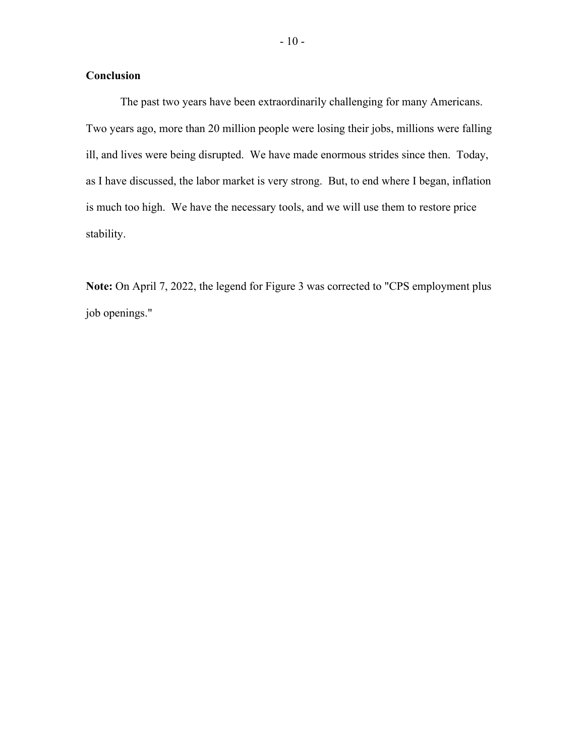## Conclusion

The past two years have been extraordinarily challenging for many Americans. Two years ago, more than 20 million people were losing their jobs, millions were falling ill, and lives were being disrupted. We have made enormous strides since then. Today, as I have discussed, the labor market is very strong. But, to end where I began, inflation is much too high. We have the necessary tools, and we will use them to restore price stability.

**Note:** On April 7, 2022, the legend for Figure 3 was corrected to "CPS employment plus job openings."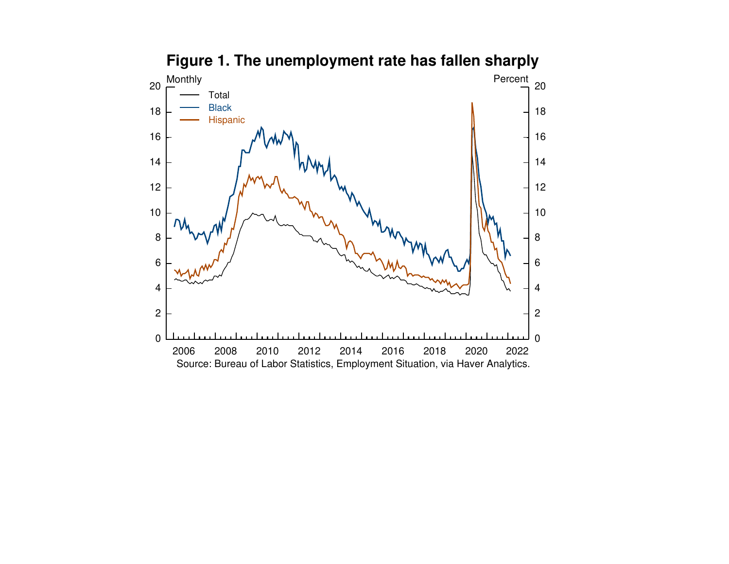**Figure 1. The unemployment rate has fallen sharply**

Source: Bureau of Labor Statistics, Employment Situation, via Haver Analytics.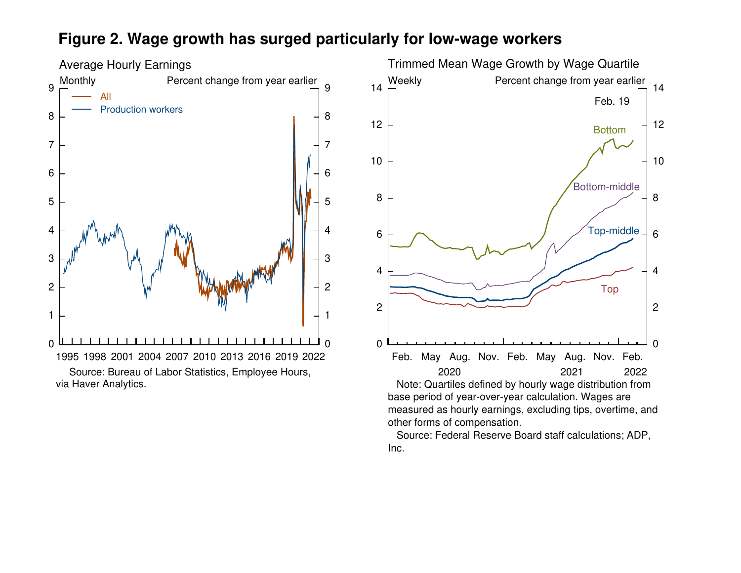## Figure 2. Wage growth has surged particularly for low-wage workers

Average Hourly Earnings

Monthly — Percent change from year earlier

Source: Bureau of Labor Statistics, Employee Hours, via Haver Analytics.

Trimmed Mean Wage Growth by Wage Quartile

Weekly — Percent change from year earlier

Note: Quartiles defined by hourly wage distribution from base period of year-over-year calculation. Wages are measured as hourly earnings, excluding tips, overtime, and other forms of compensation.

Source: Federal Reserve Board staff calculations; ADP, Inc.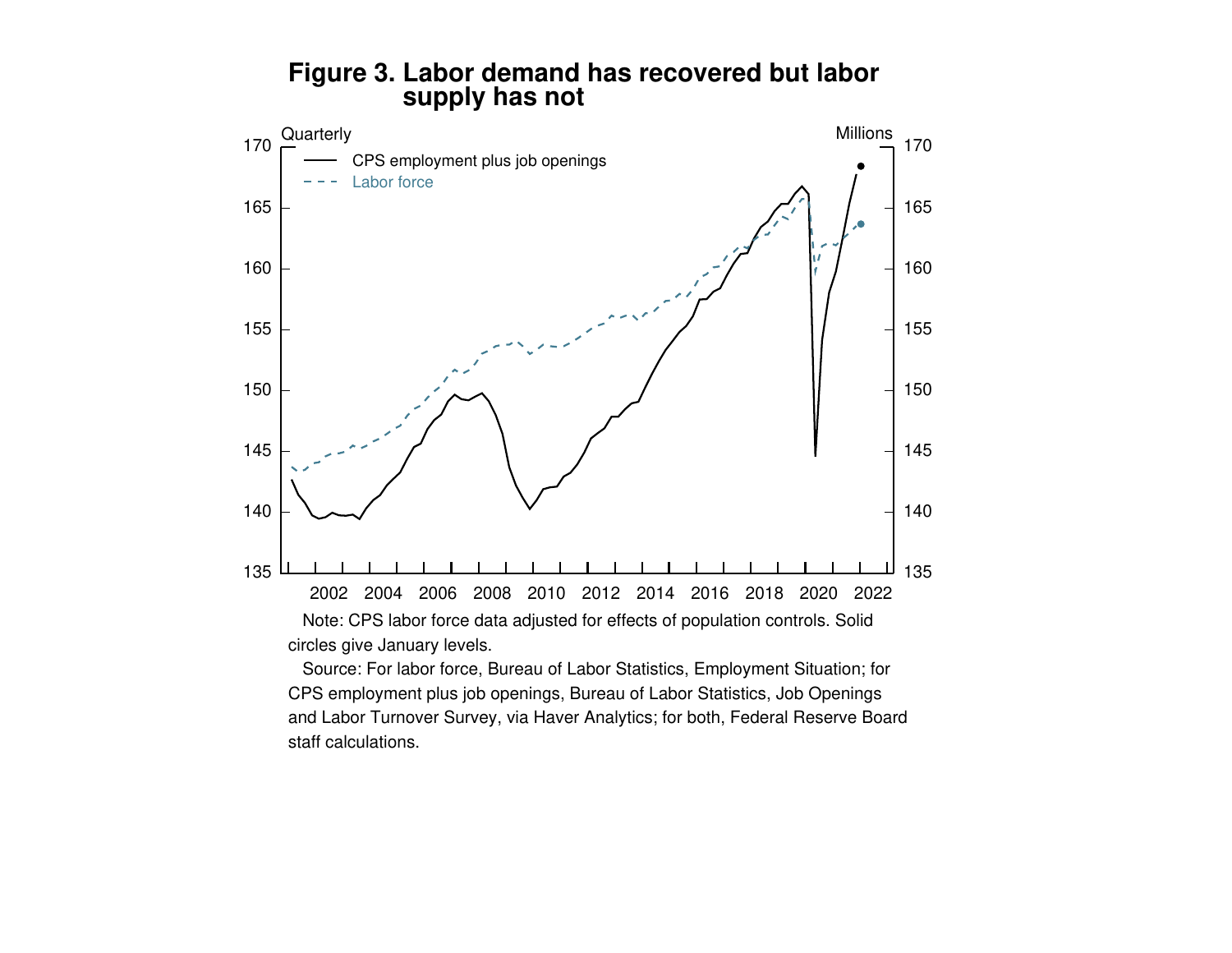# Figure 3. Labor demand has recovered but labor supply has not

Note: CPS labor force data adjusted for effects of population controls. Solid circles give January levels.

Source: For labor force, Bureau of Labor Statistics, Employment Situation; for CPS employment plus job openings, Bureau of Labor Statistics, Job Openings and Labor Turnover Survey, via Haver Analytics; for both, Federal Reserve Board staff calculations.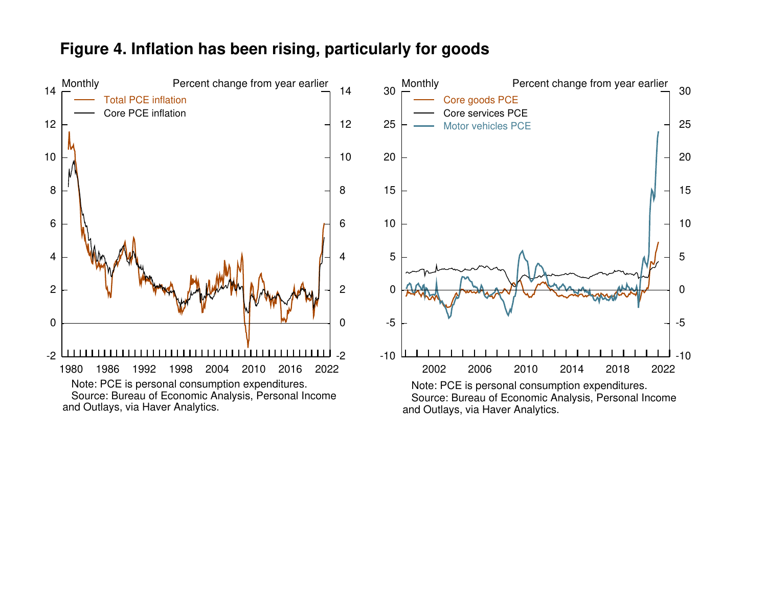# Figure 4. Inflation has been rising, particularly for goods

Monthly — Percent change from year earlier

- Total PCE inflation
- Core PCE inflation

Note: PCE is personal consumption expenditures.
Source: Bureau of Economic Analysis, Personal Income and Outlays, via Haver Analytics.

Monthly — Percent change from year earlier

- Core goods PCE
- Core services PCE
- Motor vehicles PCE

Note: PCE is personal consumption expenditures.
Source: Bureau of Economic Analysis, Personal Income and Outlays, via Haver Analytics.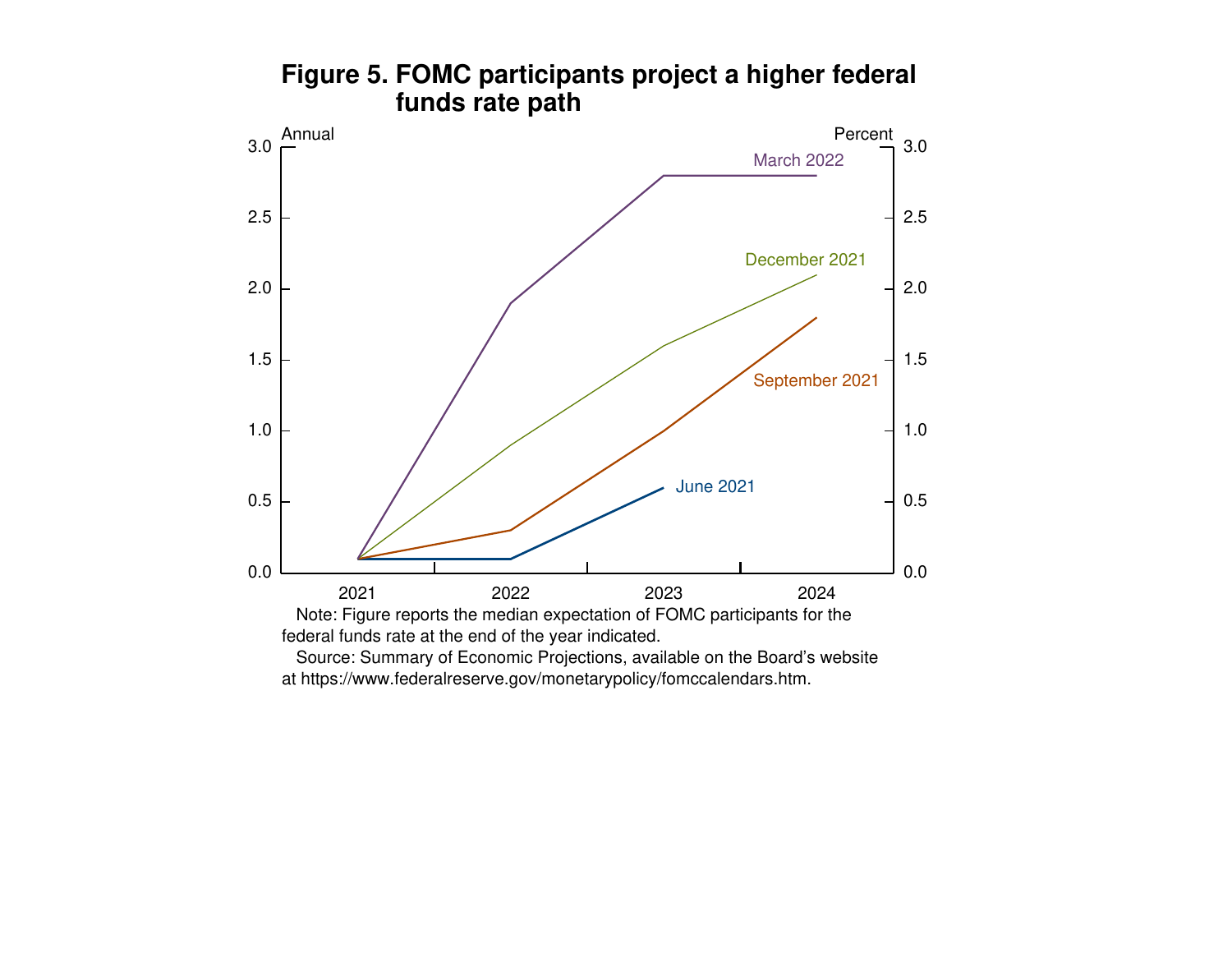**Figure 5. FOMC participants project a higher federal funds rate path**

Note: Figure reports the median expectation of FOMC participants for the federal funds rate at the end of the year indicated.

Source: Summary of Economic Projections, available on the Board's website at https://www.federalreserve.gov/monetarypolicy/fomccalendars.htm.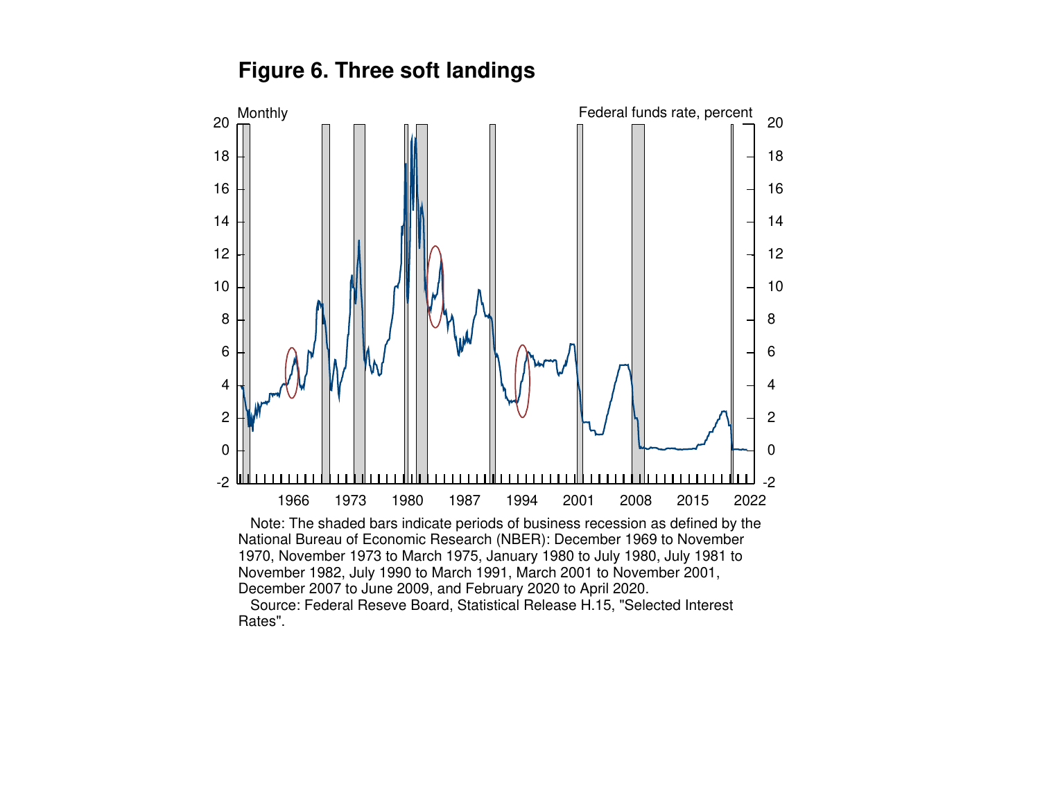# Figure 6. Three soft landings

Note: The shaded bars indicate periods of business recession as defined by the National Bureau of Economic Research (NBER): December 1969 to November 1970, November 1973 to March 1975, January 1980 to July 1980, July 1981 to November 1982, July 1990 to March 1991, March 2001 to November 2001, December 2007 to June 2009, and February 2020 to April 2020.

Source: Federal Reseve Board, Statistical Release H.15, "Selected Interest Rates".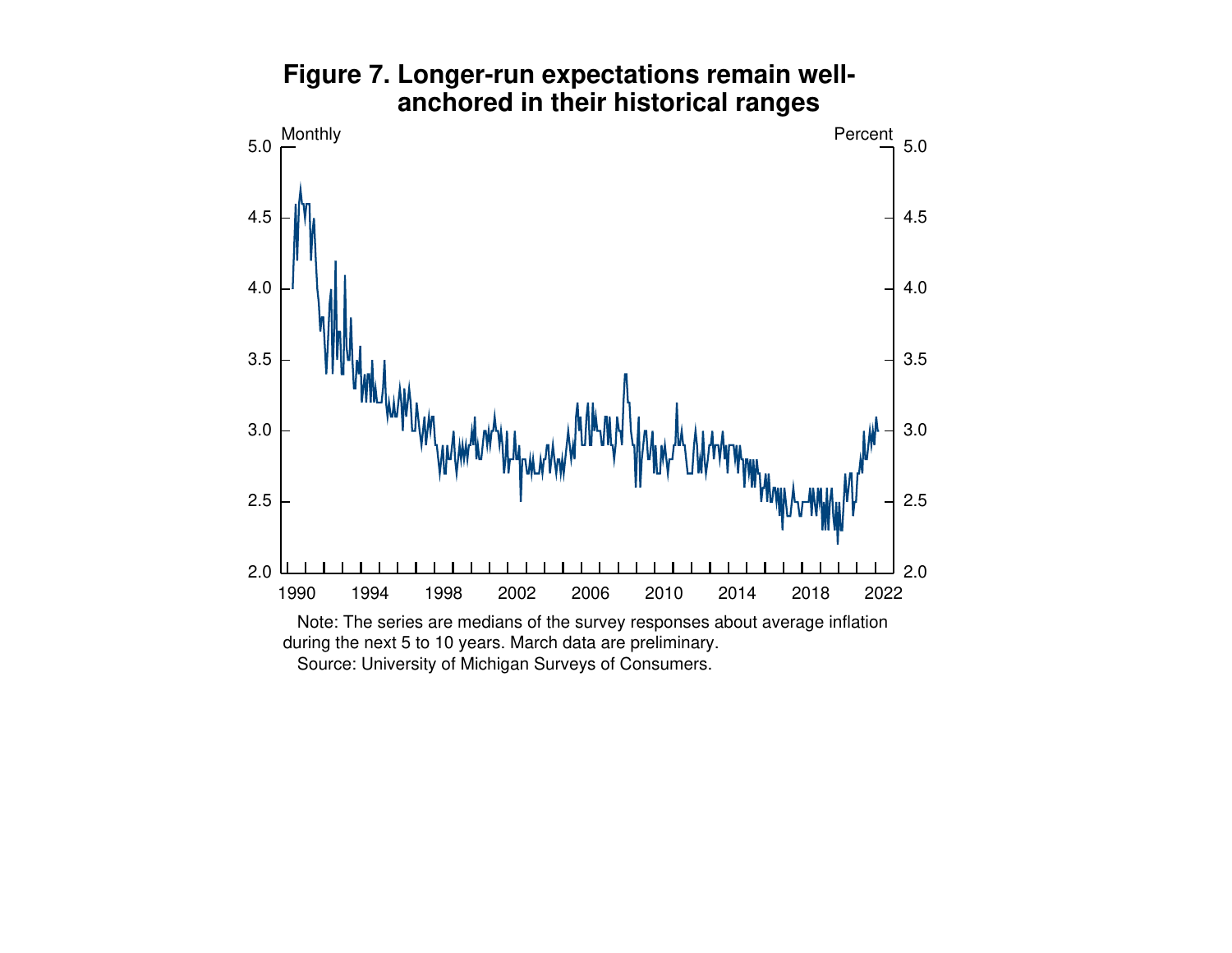**Figure 7. Longer-run expectations remain well-anchored in their historical ranges**

Monthly

Percent

5.0

4.5

4.0

3.5

3.0

2.5

2.0

1990 1994 1998 2002 2006 2010 2014 2018 2022

Note: The series are medians of the survey responses about average inflation during the next 5 to 10 years. March data are preliminary.

Source: University of Michigan Surveys of Consumers.